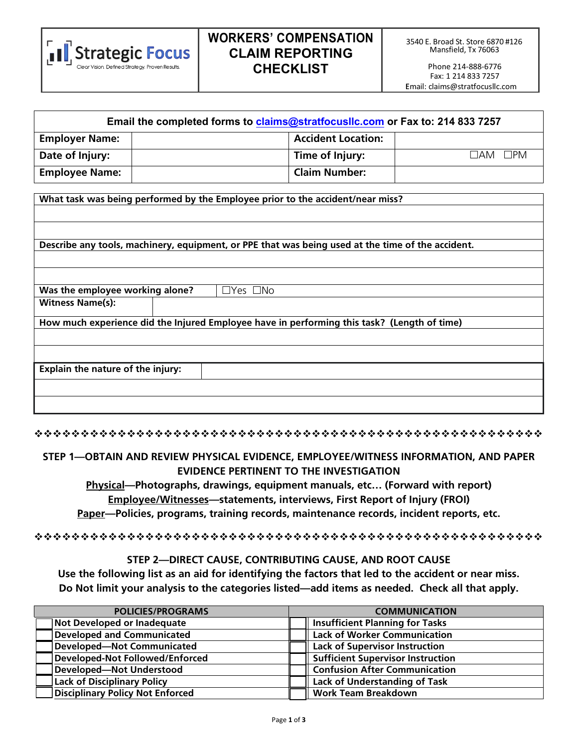| Strategic Focus — Clear Vision. Defined Strategy. Proven Results. | **WORKERS' COMPENSATION CLAIM REPORTING CHECKLIST** | 3540 E. Broad St. Store 6870 #126<br>Mansfield, Tx 76063<br><br>Phone 214-888-6776<br>Fax: 1 214 833 7257<br>Email: claims@stratfocusllc.com |
|---|---|---|

**Email the completed forms to claims@stratfocusllc.com or Fax to: 214 833 7257**

| **Employer Name:** | | **Accident Location:** | |
|---|---|---|---|
| **Date of Injury:** | | **Time of Injury:** | ☐AM ☐PM |
| **Employee Name:** | | **Claim Number:** | |

**What task was being performed by the Employee prior to the accident/near miss?**

&nbsp;

**Describe any tools, machinery, equipment, or PPE that was being used at the time of the accident.**

&nbsp;

**Was the employee working alone?** ☐Yes ☐No

**Witness Name(s):**

**How much experience did the Injured Employee have in performing this task? (Length of time)**

&nbsp;

**Explain the nature of the injury:**

&nbsp;

❖❖❖❖❖❖❖❖❖❖❖❖❖❖❖❖❖❖❖❖❖❖❖❖❖❖❖❖❖❖❖❖❖❖❖❖❖❖❖❖❖❖❖❖❖❖❖❖❖❖❖❖❖❖❖❖❖❖❖❖

## STEP 1—OBTAIN AND REVIEW PHYSICAL EVIDENCE, EMPLOYEE/WITNESS INFORMATION, AND PAPER EVIDENCE PERTINENT TO THE INVESTIGATION

**Physical—Photographs, drawings, equipment manuals, etc… (Forward with report)**
**Employee/Witnesses—statements, interviews, First Report of Injury (FROI)**
**Paper—Policies, programs, training records, maintenance records, incident reports, etc.**

❖❖❖❖❖❖❖❖❖❖❖❖❖❖❖❖❖❖❖❖❖❖❖❖❖❖❖❖❖❖❖❖❖❖❖❖❖❖❖❖❖❖❖❖❖❖❖❖❖❖❖❖❖❖❖❖❖❖❖❖

## STEP 2—DIRECT CAUSE, CONTRIBUTING CAUSE, AND ROOT CAUSE

**Use the following list as an aid for identifying the factors that led to the accident or near miss. Do Not limit your analysis to the categories listed—add items as needed. Check all that apply.**

| | POLICIES/PROGRAMS | | COMMUNICATION |
|---|---|---|---|
| ☐ | Not Developed or Inadequate | ☐ | Insufficient Planning for Tasks |
| ☐ | Developed and Communicated | ☐ | Lack of Worker Communication |
| ☐ | Developed—Not Communicated | ☐ | Lack of Supervisor Instruction |
| ☐ | Developed-Not Followed/Enforced | ☐ | Sufficient Supervisor Instruction |
| ☐ | Developed—Not Understood | ☐ | Confusion After Communication |
| ☐ | Lack of Disciplinary Policy | ☐ | Lack of Understanding of Task |
| ☐ | Disciplinary Policy Not Enforced | ☐ | Work Team Breakdown |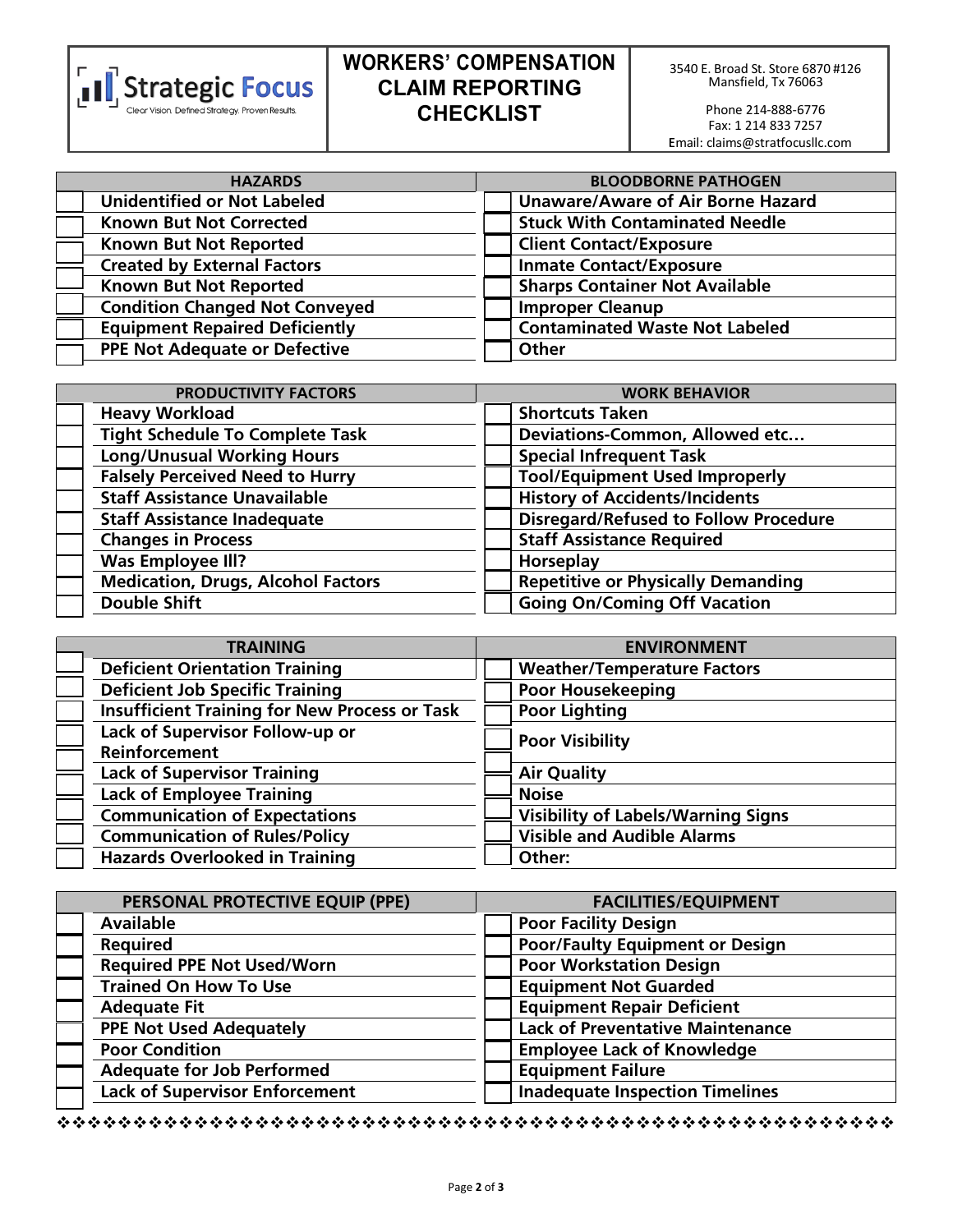# WORKERS' COMPENSATION CLAIM REPORTING CHECKLIST

Strategic Focus
Clear Vision. Defined Strategy. Proven Results.

3540 E. Broad St. Store 6870 #126
Mansfield, Tx 76063

Phone 214-888-6776
Fax: 1 214 833 7257
Email: claims@stratfocusllc.com

| | HAZARDS | | BLOODBORNE PATHOGEN |
|---|---|---|---|
| ☐ | Unidentified or Not Labeled | ☐ | Unaware/Aware of Air Borne Hazard |
| ☐ | Known But Not Corrected | ☐ | Stuck With Contaminated Needle |
| ☐ | Known But Not Reported | ☐ | Client Contact/Exposure |
| ☐ | Created by External Factors | ☐ | Inmate Contact/Exposure |
| ☐ | Known But Not Reported | ☐ | Sharps Container Not Available |
| ☐ | Condition Changed Not Conveyed | ☐ | Improper Cleanup |
| ☐ | Equipment Repaired Deficiently | ☐ | Contaminated Waste Not Labeled |
| ☐ | PPE Not Adequate or Defective | ☐ | Other |

| | PRODUCTIVITY FACTORS | | WORK BEHAVIOR |
|---|---|---|---|
| ☐ | Heavy Workload | ☐ | Shortcuts Taken |
| ☐ | Tight Schedule To Complete Task | ☐ | Deviations-Common, Allowed etc… |
| ☐ | Long/Unusual Working Hours | ☐ | Special Infrequent Task |
| ☐ | Falsely Perceived Need to Hurry | ☐ | Tool/Equipment Used Improperly |
| ☐ | Staff Assistance Unavailable | ☐ | History of Accidents/Incidents |
| ☐ | Staff Assistance Inadequate | ☐ | Disregard/Refused to Follow Procedure |
| ☐ | Changes in Process | ☐ | Staff Assistance Required |
| ☐ | Was Employee Ill? | ☐ | Horseplay |
| ☐ | Medication, Drugs, Alcohol Factors | ☐ | Repetitive or Physically Demanding |
| ☐ | Double Shift | ☐ | Going On/Coming Off Vacation |

| | TRAINING | | ENVIRONMENT |
|---|---|---|---|
| ☐ | Deficient Orientation Training | ☐ | Weather/Temperature Factors |
| ☐ | Deficient Job Specific Training | ☐ | Poor Housekeeping |
| ☐ | Insufficient Training for New Process or Task | ☐ | Poor Lighting |
| ☐ | Lack of Supervisor Follow-up or Reinforcement | ☐ | Poor Visibility |
| ☐ | Lack of Supervisor Training | ☐ | Air Quality |
| ☐ | Lack of Employee Training | ☐ | Noise |
| ☐ | Communication of Expectations | ☐ | Visibility of Labels/Warning Signs |
| ☐ | Communication of Rules/Policy | ☐ | Visible and Audible Alarms |
| ☐ | Hazards Overlooked in Training | ☐ | Other: |

| | PERSONAL PROTECTIVE EQUIP (PPE) | | FACILITIES/EQUIPMENT |
|---|---|---|---|
| ☐ | Available | ☐ | Poor Facility Design |
| ☐ | Required | ☐ | Poor/Faulty Equipment or Design |
| ☐ | Required PPE Not Used/Worn | ☐ | Poor Workstation Design |
| ☐ | Trained On How To Use | ☐ | Equipment Not Guarded |
| ☐ | Adequate Fit | ☐ | Equipment Repair Deficient |
| ☐ | PPE Not Used Adequately | ☐ | Lack of Preventative Maintenance |
| ☐ | Poor Condition | ☐ | Employee Lack of Knowledge |
| ☐ | Adequate for Job Performed | ☐ | Equipment Failure |
| ☐ | Lack of Supervisor Enforcement | ☐ | Inadequate Inspection Timelines |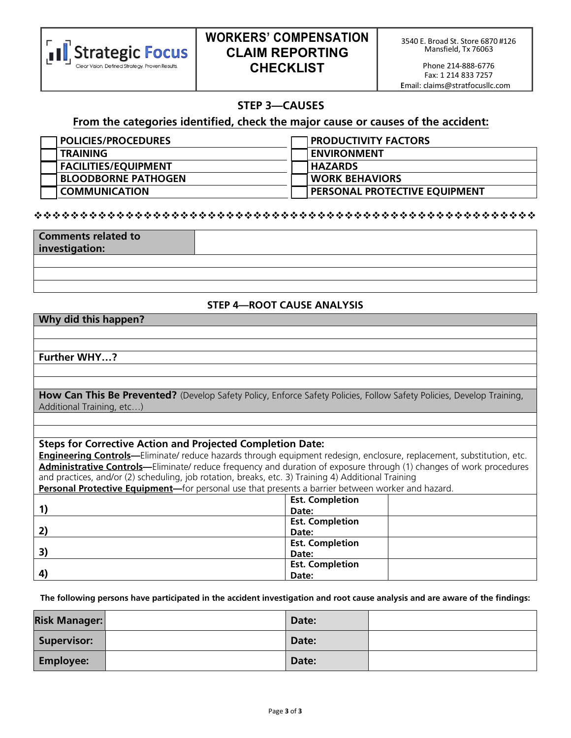Strategic Focus
Clear Vision. Defined Strategy. Proven Results.

# WORKERS' COMPENSATION CLAIM REPORTING CHECKLIST

3540 E. Broad St. Store 6870 #126
Mansfield, Tx 76063

Phone 214-888-6776
Fax: 1 214 833 7257
Email: claims@stratfocusllc.com

## STEP 3—CAUSES

**From the categories identified, check the major cause or causes of the accident:**

| | | | |
|---|---|---|---|
| ☐ | **POLICIES/PROCEDURES** | ☐ | **PRODUCTIVITY FACTORS** |
| ☐ | **TRAINING** | ☐ | **ENVIRONMENT** |
| ☐ | **FACILITIES/EQUIPMENT** | ☐ | **HAZARDS** |
| ☐ | **BLOODBORNE PATHOGEN** | ☐ | **WORK BEHAVIORS** |
| ☐ | **COMMUNICATION** | ☐ | **PERSONAL PROTECTIVE EQUIPMENT** |

❖❖❖❖❖❖❖❖❖❖❖❖❖❖❖❖❖❖❖❖❖❖❖❖❖❖❖❖❖❖❖❖❖❖❖❖❖❖❖❖❖❖❖❖❖❖❖❖❖❖❖❖❖❖❖❖❖❖❖❖❖❖

| | |
|---|---|
| **Comments related to investigation:** | |
| | |
| | |
| | |

## STEP 4—ROOT CAUSE ANALYSIS

**Why did this happen?**

**Further WHY…?**

**How Can This Be Prevented?** (Develop Safety Policy, Enforce Safety Policies, Follow Safety Policies, Develop Training, Additional Training, etc…)

**Steps for Corrective Action and Projected Completion Date:**

**Engineering Controls—**Eliminate/ reduce hazards through equipment redesign, enclosure, replacement, substitution, etc.
**Administrative Controls—**Eliminate/ reduce frequency and duration of exposure through (1) changes of work procedures and practices, and/or (2) scheduling, job rotation, breaks, etc. 3) Training 4) Additional Training
**Personal Protective Equipment—**for personal use that presents a barrier between worker and hazard.

| | | |
|---|---|---|
| **1)** | **Est. Completion Date:** | |
| **2)** | **Est. Completion Date:** | |
| **3)** | **Est. Completion Date:** | |
| **4)** | **Est. Completion Date:** | |

**The following persons have participated in the accident investigation and root cause analysis and are aware of the findings:**

| | | | |
|---|---|---|---|
| **Risk Manager:** | | **Date:** | |
| **Supervisor:** | | **Date:** | |
| **Employee:** | | **Date:** | |